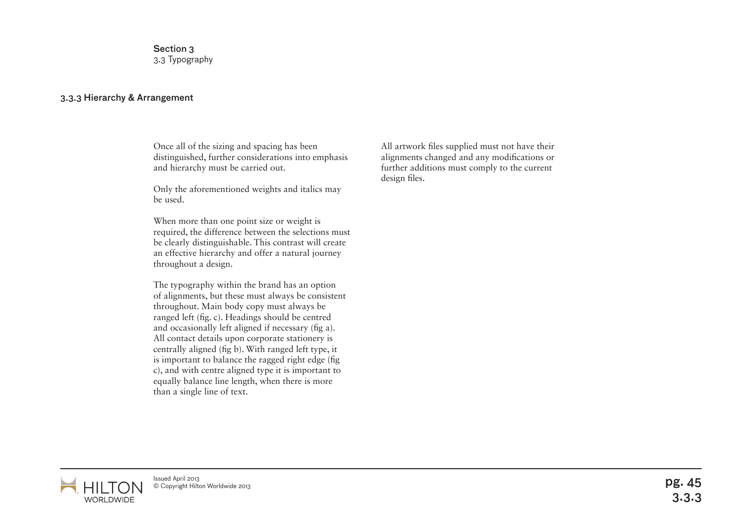Section 3
3.3 Typography

### 3.3.3 Hierarchy & Arrangement

Once all of the sizing and spacing has been distinguished, further considerations into emphasis and hierarchy must be carried out.

Only the aforementioned weights and italics may be used.

When more than one point size or weight is required, the difference between the selections must be clearly distinguishable. This contrast will create an effective hierarchy and offer a natural journey throughout a design.

The typography within the brand has an option of alignments, but these must always be consistent throughout. Main body copy must always be ranged left (fig. c). Headings should be centred and occasionally left aligned if necessary (fig a). All contact details upon corporate stationery is centrally aligned (fig b). With ranged left type, it is important to balance the ragged right edge (fig c), and with centre aligned type it is important to equally balance line length, when there is more than a single line of text.

All artwork files supplied must not have their alignments changed and any modifications or further additions must comply to the current design files.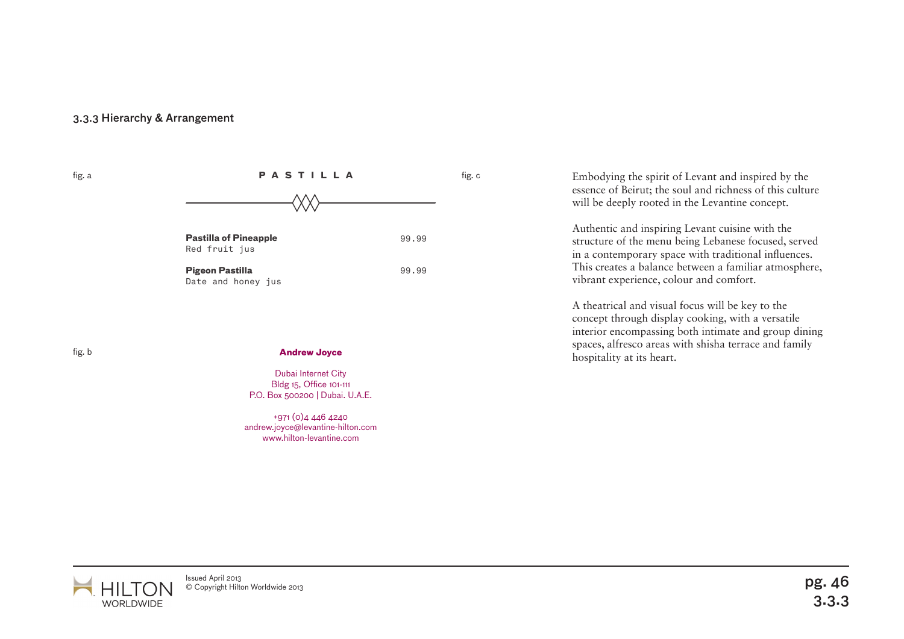### 3.3.3 Hierarchy & Arrangement

fig. a

**P A S T I L L A**

| | |
|---|---|
| **Pastilla of Pineapple**<br>Red fruit jus | 99.99 |
| **Pigeon Pastilla**<br>Date and honey jus | 99.99 |

fig. b

**Andrew Joyce**

Dubai Internet City
Bldg 15, Office 101-111
P.O. Box 500200 | Dubai. U.A.E.

+971 (0)4 446 4240
andrew.joyce@levantine-hilton.com
www.hilton-levantine.com

fig. c

Embodying the spirit of Levant and inspired by the essence of Beirut; the soul and richness of this culture will be deeply rooted in the Levantine concept.

Authentic and inspiring Levant cuisine with the structure of the menu being Lebanese focused, served in a contemporary space with traditional influences. This creates a balance between a familiar atmosphere, vibrant experience, colour and comfort.

A theatrical and visual focus will be key to the concept through display cooking, with a versatile interior encompassing both intimate and group dining spaces, alfresco areas with shisha terrace and family hospitality at its heart.

Issued April 2013
© Copyright Hilton Worldwide 2013